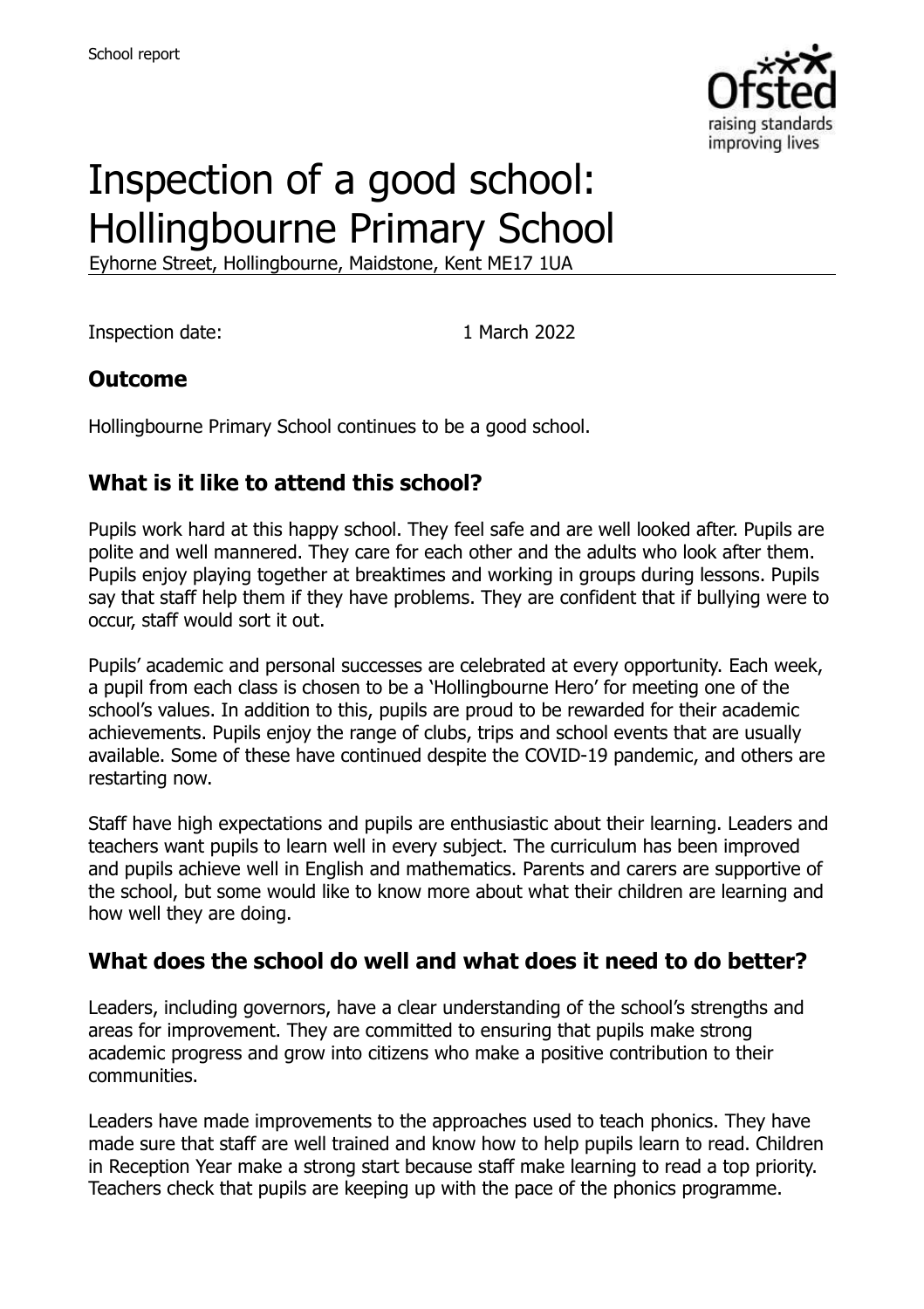# Inspection of a good school: Hollingbourne Primary School

Eyhorne Street, Hollingbourne, Maidstone, Kent ME17 1UA

Inspection date: 1 March 2022

## Outcome

Hollingbourne Primary School continues to be a good school.

## What is it like to attend this school?

Pupils work hard at this happy school. They feel safe and are well looked after. Pupils are polite and well mannered. They care for each other and the adults who look after them. Pupils enjoy playing together at breaktimes and working in groups during lessons. Pupils say that staff help them if they have problems. They are confident that if bullying were to occur, staff would sort it out.

Pupils' academic and personal successes are celebrated at every opportunity. Each week, a pupil from each class is chosen to be a 'Hollingbourne Hero' for meeting one of the school's values. In addition to this, pupils are proud to be rewarded for their academic achievements. Pupils enjoy the range of clubs, trips and school events that are usually available. Some of these have continued despite the COVID-19 pandemic, and others are restarting now.

Staff have high expectations and pupils are enthusiastic about their learning. Leaders and teachers want pupils to learn well in every subject. The curriculum has been improved and pupils achieve well in English and mathematics. Parents and carers are supportive of the school, but some would like to know more about what their children are learning and how well they are doing.

## What does the school do well and what does it need to do better?

Leaders, including governors, have a clear understanding of the school's strengths and areas for improvement. They are committed to ensuring that pupils make strong academic progress and grow into citizens who make a positive contribution to their communities.

Leaders have made improvements to the approaches used to teach phonics. They have made sure that staff are well trained and know how to help pupils learn to read. Children in Reception Year make a strong start because staff make learning to read a top priority. Teachers check that pupils are keeping up with the pace of the phonics programme.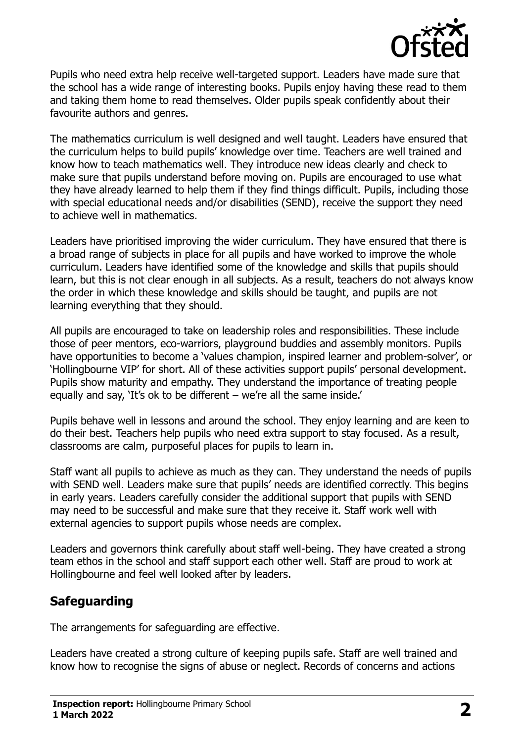Pupils who need extra help receive well-targeted support. Leaders have made sure that the school has a wide range of interesting books. Pupils enjoy having these read to them and taking them home to read themselves. Older pupils speak confidently about their favourite authors and genres.

The mathematics curriculum is well designed and well taught. Leaders have ensured that the curriculum helps to build pupils' knowledge over time. Teachers are well trained and know how to teach mathematics well. They introduce new ideas clearly and check to make sure that pupils understand before moving on. Pupils are encouraged to use what they have already learned to help them if they find things difficult. Pupils, including those with special educational needs and/or disabilities (SEND), receive the support they need to achieve well in mathematics.

Leaders have prioritised improving the wider curriculum. They have ensured that there is a broad range of subjects in place for all pupils and have worked to improve the whole curriculum. Leaders have identified some of the knowledge and skills that pupils should learn, but this is not clear enough in all subjects. As a result, teachers do not always know the order in which these knowledge and skills should be taught, and pupils are not learning everything that they should.

All pupils are encouraged to take on leadership roles and responsibilities. These include those of peer mentors, eco-warriors, playground buddies and assembly monitors. Pupils have opportunities to become a 'values champion, inspired learner and problem-solver', or 'Hollingbourne VIP' for short. All of these activities support pupils' personal development. Pupils show maturity and empathy. They understand the importance of treating people equally and say, 'It's ok to be different – we're all the same inside.'

Pupils behave well in lessons and around the school. They enjoy learning and are keen to do their best. Teachers help pupils who need extra support to stay focused. As a result, classrooms are calm, purposeful places for pupils to learn in.

Staff want all pupils to achieve as much as they can. They understand the needs of pupils with SEND well. Leaders make sure that pupils' needs are identified correctly. This begins in early years. Leaders carefully consider the additional support that pupils with SEND may need to be successful and make sure that they receive it. Staff work well with external agencies to support pupils whose needs are complex.

Leaders and governors think carefully about staff well-being. They have created a strong team ethos in the school and staff support each other well. Staff are proud to work at Hollingbourne and feel well looked after by leaders.

## Safeguarding

The arrangements for safeguarding are effective.

Leaders have created a strong culture of keeping pupils safe. Staff are well trained and know how to recognise the signs of abuse or neglect. Records of concerns and actions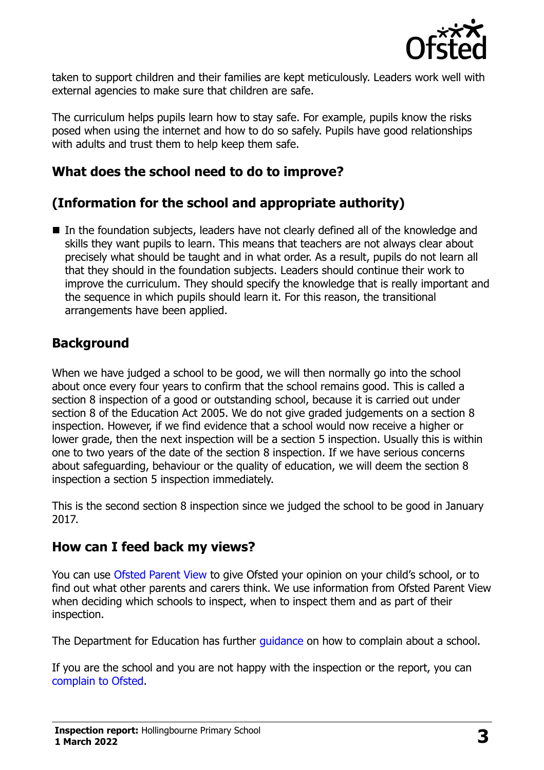taken to support children and their families are kept meticulously. Leaders work well with external agencies to make sure that children are safe.

The curriculum helps pupils learn how to stay safe. For example, pupils know the risks posed when using the internet and how to do so safely. Pupils have good relationships with adults and trust them to help keep them safe.

## What does the school need to do to improve?

## (Information for the school and appropriate authority)

- In the foundation subjects, leaders have not clearly defined all of the knowledge and skills they want pupils to learn. This means that teachers are not always clear about precisely what should be taught and in what order. As a result, pupils do not learn all that they should in the foundation subjects. Leaders should continue their work to improve the curriculum. They should specify the knowledge that is really important and the sequence in which pupils should learn it. For this reason, the transitional arrangements have been applied.

## Background

When we have judged a school to be good, we will then normally go into the school about once every four years to confirm that the school remains good. This is called a section 8 inspection of a good or outstanding school, because it is carried out under section 8 of the Education Act 2005. We do not give graded judgements on a section 8 inspection. However, if we find evidence that a school would now receive a higher or lower grade, then the next inspection will be a section 5 inspection. Usually this is within one to two years of the date of the section 8 inspection. If we have serious concerns about safeguarding, behaviour or the quality of education, we will deem the section 8 inspection a section 5 inspection immediately.

This is the second section 8 inspection since we judged the school to be good in January 2017.

## How can I feed back my views?

You can use Ofsted Parent View to give Ofsted your opinion on your child's school, or to find out what other parents and carers think. We use information from Ofsted Parent View when deciding which schools to inspect, when to inspect them and as part of their inspection.

The Department for Education has further guidance on how to complain about a school.

If you are the school and you are not happy with the inspection or the report, you can complain to Ofsted.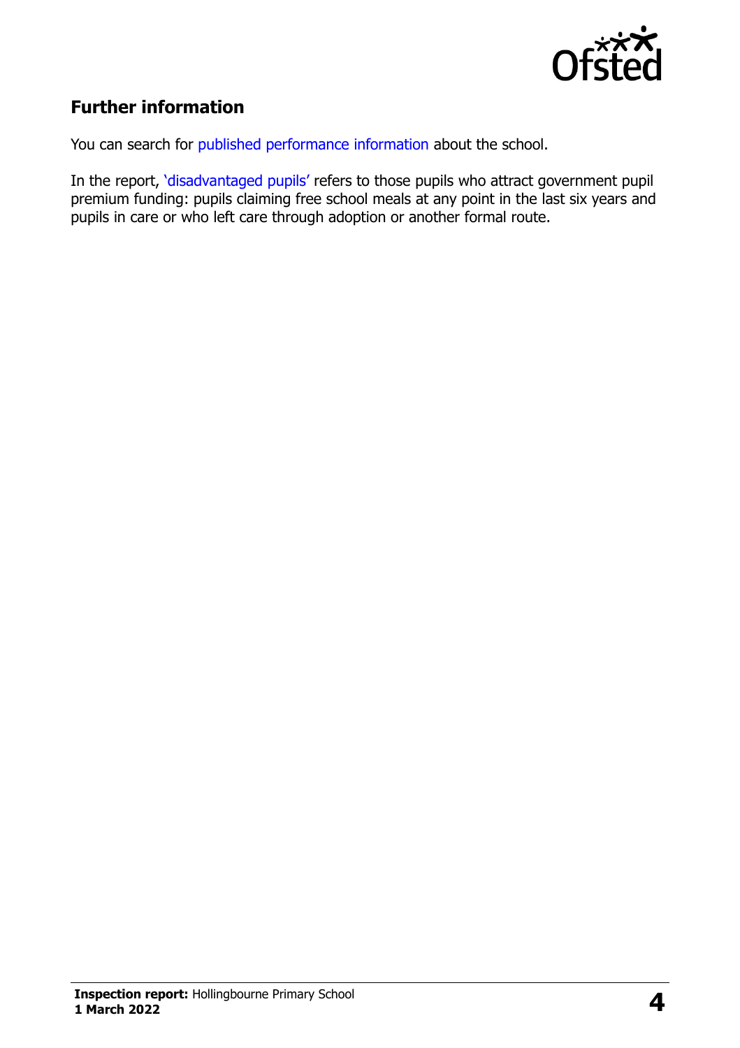## Further information

You can search for published performance information about the school.

In the report, 'disadvantaged pupils' refers to those pupils who attract government pupil premium funding: pupils claiming free school meals at any point in the last six years and pupils in care or who left care through adoption or another formal route.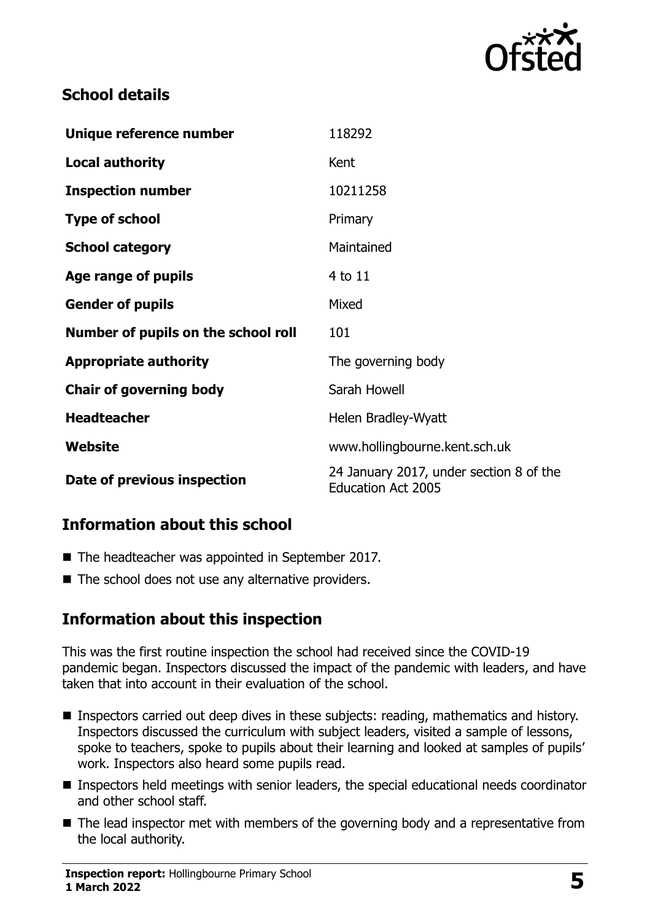## School details

| | |
|---|---|
| **Unique reference number** | 118292 |
| **Local authority** | Kent |
| **Inspection number** | 10211258 |
| **Type of school** | Primary |
| **School category** | Maintained |
| **Age range of pupils** | 4 to 11 |
| **Gender of pupils** | Mixed |
| **Number of pupils on the school roll** | 101 |
| **Appropriate authority** | The governing body |
| **Chair of governing body** | Sarah Howell |
| **Headteacher** | Helen Bradley-Wyatt |
| **Website** | www.hollingbourne.kent.sch.uk |
| **Date of previous inspection** | 24 January 2017, under section 8 of the Education Act 2005 |

## Information about this school

- The headteacher was appointed in September 2017.
- The school does not use any alternative providers.

## Information about this inspection

This was the first routine inspection the school had received since the COVID-19 pandemic began. Inspectors discussed the impact of the pandemic with leaders, and have taken that into account in their evaluation of the school.

- Inspectors carried out deep dives in these subjects: reading, mathematics and history. Inspectors discussed the curriculum with subject leaders, visited a sample of lessons, spoke to teachers, spoke to pupils about their learning and looked at samples of pupils' work. Inspectors also heard some pupils read.
- Inspectors held meetings with senior leaders, the special educational needs coordinator and other school staff.
- The lead inspector met with members of the governing body and a representative from the local authority.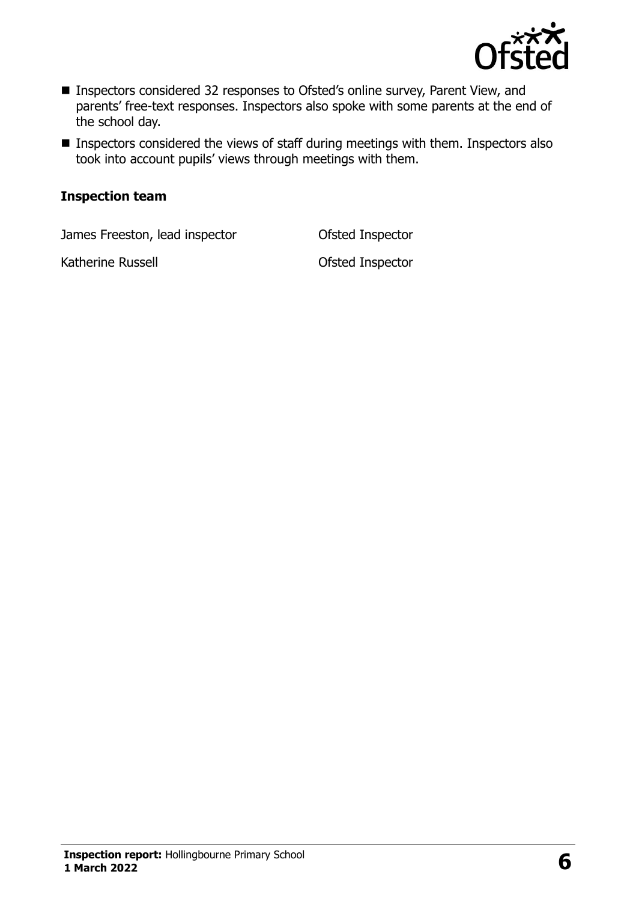- Inspectors considered 32 responses to Ofsted's online survey, Parent View, and parents' free-text responses. Inspectors also spoke with some parents at the end of the school day.
- Inspectors considered the views of staff during meetings with them. Inspectors also took into account pupils' views through meetings with them.

### Inspection team

| | |
|---|---|
| James Freeston, lead inspector | Ofsted Inspector |
| Katherine Russell | Ofsted Inspector |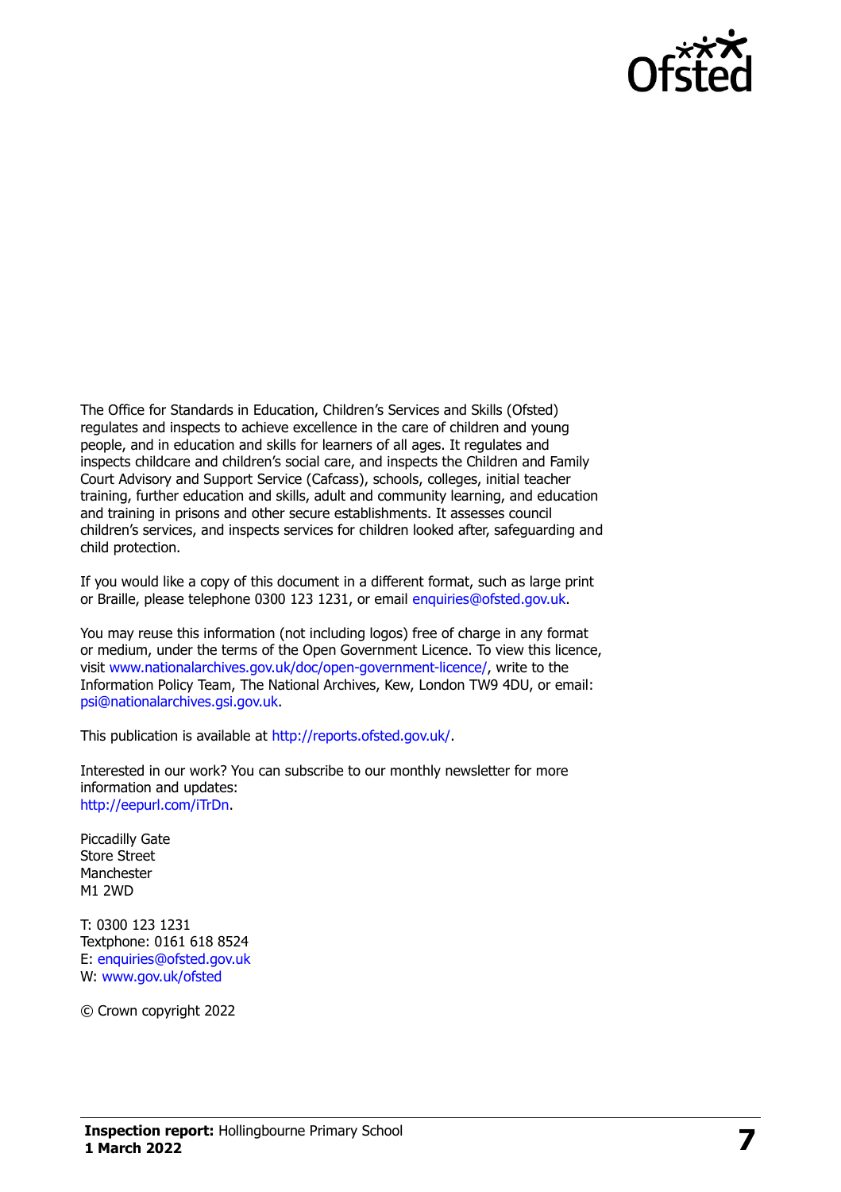The Office for Standards in Education, Children's Services and Skills (Ofsted) regulates and inspects to achieve excellence in the care of children and young people, and in education and skills for learners of all ages. It regulates and inspects childcare and children's social care, and inspects the Children and Family Court Advisory and Support Service (Cafcass), schools, colleges, initial teacher training, further education and skills, adult and community learning, and education and training in prisons and other secure establishments. It assesses council children's services, and inspects services for children looked after, safeguarding and child protection.

If you would like a copy of this document in a different format, such as large print or Braille, please telephone 0300 123 1231, or email enquiries@ofsted.gov.uk.

You may reuse this information (not including logos) free of charge in any format or medium, under the terms of the Open Government Licence. To view this licence, visit www.nationalarchives.gov.uk/doc/open-government-licence/, write to the Information Policy Team, The National Archives, Kew, London TW9 4DU, or email: psi@nationalarchives.gsi.gov.uk.

This publication is available at http://reports.ofsted.gov.uk/.

Interested in our work? You can subscribe to our monthly newsletter for more information and updates:
http://eepurl.com/iTrDn.

Piccadilly Gate
Store Street
Manchester
M1 2WD

T: 0300 123 1231
Textphone: 0161 618 8524
E: enquiries@ofsted.gov.uk
W: www.gov.uk/ofsted

© Crown copyright 2022